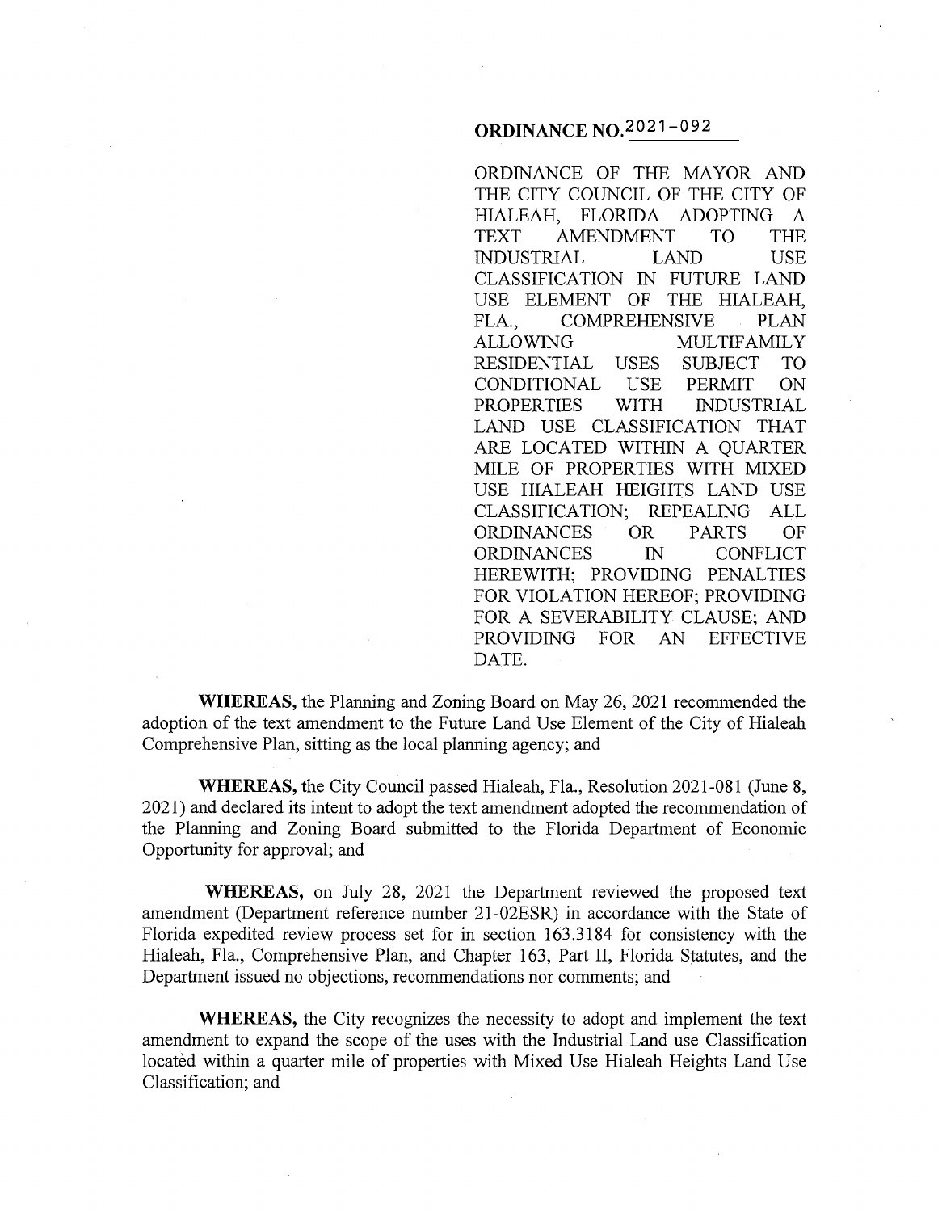# ORDINANCE NO. 2021-092

ORDINANCE OF THE MAYOR AND THE CITY COUNCIL OF THE CITY OF HIALEAH, FLORIDA ADOPTING A TEXT AMENDMENT TO THE INDUSTRIAL LAND USE CLASSIFICATION IN FUTURE LAND USE ELEMENT OF THE HIALEAH, FLA., COMPREHENSIVE PLAN ALLOWING MULTIFAMILY RESIDENTIAL USES SUBJECT TO CONDITIONAL USE PERMIT ON PROPERTIES WITH INDUSTRIAL LAND USE CLASSIFICATION THAT ARE LOCATED WITHIN A QUARTER MILE OF PROPERTIES WITH MIXED USE HIALEAH HEIGHTS LAND USE CLASSIFICATION; REPEALING ALL ORDINANCES OR PARTS OF ORDINANCES IN CONFLICT HEREWITH; PROVIDING PENALTIES FOR VIOLATION HEREOF; PROVIDING FOR A SEVERABILITY CLAUSE; AND PROVIDING FOR AN EFFECTIVE DATE.

**WHEREAS,** the Planning and Zoning Board on May 26, 2021 recommended the adoption of the text amendment to the Future Land Use Element of the City of Hialeah Comprehensive Plan, sitting as the local planning agency; and

**WHEREAS,** the City Council passed Hialeah, Fla., Resolution 2021-081 (June 8, 2021) and declared its intent to adopt the text amendment adopted the recommendation of the Planning and Zoning Board submitted to the Florida Department of Economic Opportunity for approval; and

**WHEREAS,** on July 28, 2021 the Department reviewed the proposed text amendment (Department reference number 21-02ESR) in accordance with the State of Florida expedited review process set for in section 163.3184 for consistency with the Hialeah, Fla., Comprehensive Plan, and Chapter 163, Part II, Florida Statutes, and the Department issued no objections, recommendations nor comments; and

**WHEREAS,** the City recognizes the necessity to adopt and implement the text amendment to expand the scope of the uses with the Industrial Land use Classification located within a quarter mile of properties with Mixed Use Hialeah Heights Land Use Classification; and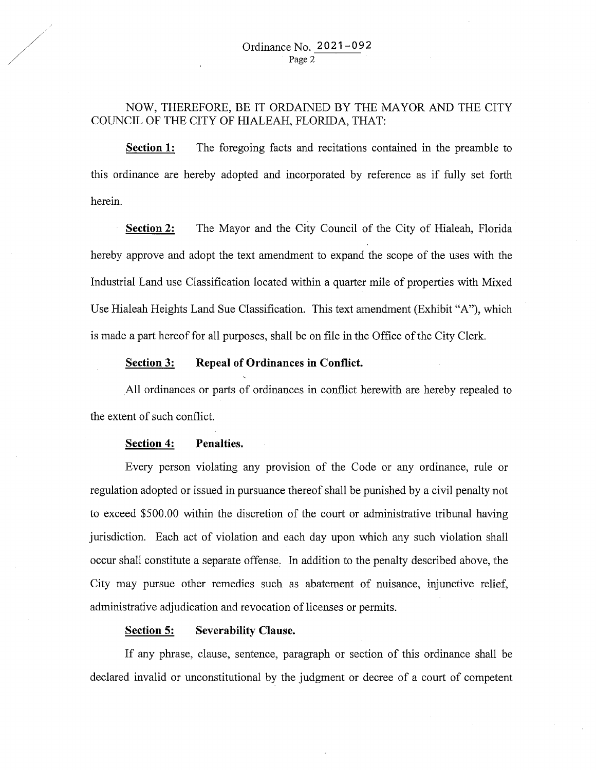NOW, THEREFORE, BE IT ORDAINED BY THE MAYOR AND THE CITY COUNCIL OF THE CITY OF HIALEAH, FLORIDA, THAT:

**Section 1:** The foregoing facts and recitations contained in the preamble to this ordinance are hereby adopted and incorporated by reference as if fully set forth herein.

**Section 2:** The Mayor and the City Council of the City of Hialeah, Florida hereby approve and adopt the text amendment to expand the scope of the uses with the Industrial Land use Classification located within a quarter mile of properties with Mixed Use Hialeah Heights Land Sue Classification. This text amendment (Exhibit "A"), which is made a part hereof for all purposes, shall be on file in the Office of the City Clerk.

**Section 3: Repeal of Ordinances in Conflict.**

All ordinances or parts of ordinances in conflict herewith are hereby repealed to the extent of such conflict.

**Section 4: Penalties.**

Every person violating any provision of the Code or any ordinance, rule or regulation adopted or issued in pursuance thereof shall be punished by a civil penalty not to exceed $500.00 within the discretion of the court or administrative tribunal having jurisdiction. Each act of violation and each day upon which any such violation shall occur shall constitute a separate offense. In addition to the penalty described above, the City may pursue other remedies such as abatement of nuisance, injunctive relief, administrative adjudication and revocation of licenses or permits.

**Section 5: Severability Clause.**

If any phrase, clause, sentence, paragraph or section of this ordinance shall be declared invalid or unconstitutional by the judgment or decree of a court of competent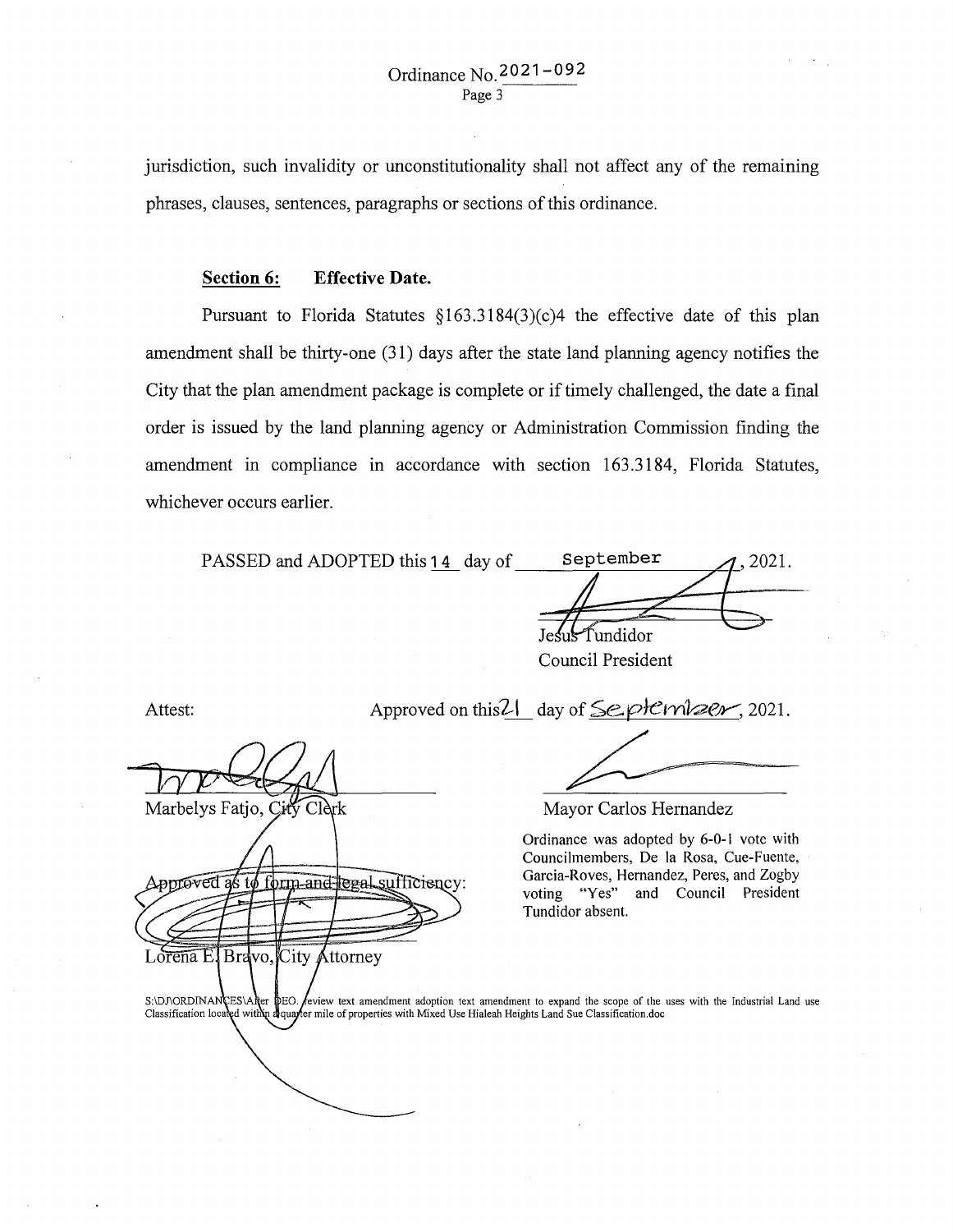jurisdiction, such invalidity or unconstitutionality shall not affect any of the remaining phrases, clauses, sentences, paragraphs or sections of this ordinance.

**Section 6: Effective Date.**

Pursuant to Florida Statutes §163.3184(3)(c)4 the effective date of this plan amendment shall be thirty-one (31) days after the state land planning agency notifies the City that the plan amendment package is complete or if timely challenged, the date a final order is issued by the land planning agency or Administration Commission finding the amendment in compliance in accordance with section 163.3184, Florida Statutes, whichever occurs earlier.

PASSED and ADOPTED this 14 day of September, 2021.

Jesus Tundidor
Council President

Attest:

Marbelys Fatjo, City Clerk

Approved on this 21 day of September, 2021.

Mayor Carlos Hernandez

Approved as to form and legal sufficiency:

Lorena E. Bravo, City Attorney

Ordinance was adopted by 6-0-1 vote with Councilmembers, De la Rosa, Cue-Fuente, Garcia-Roves, Hernandez, Peres, and Zogby voting "Yes" and Council President Tundidor absent.

S:\DJ\ORDINANCES\After DEO. review text amendment adoption text amendment to expand the scope of the uses with the Industrial Land use Classification located within a quarter mile of properties with Mixed Use Hialeah Heights Land Sue Classification.doc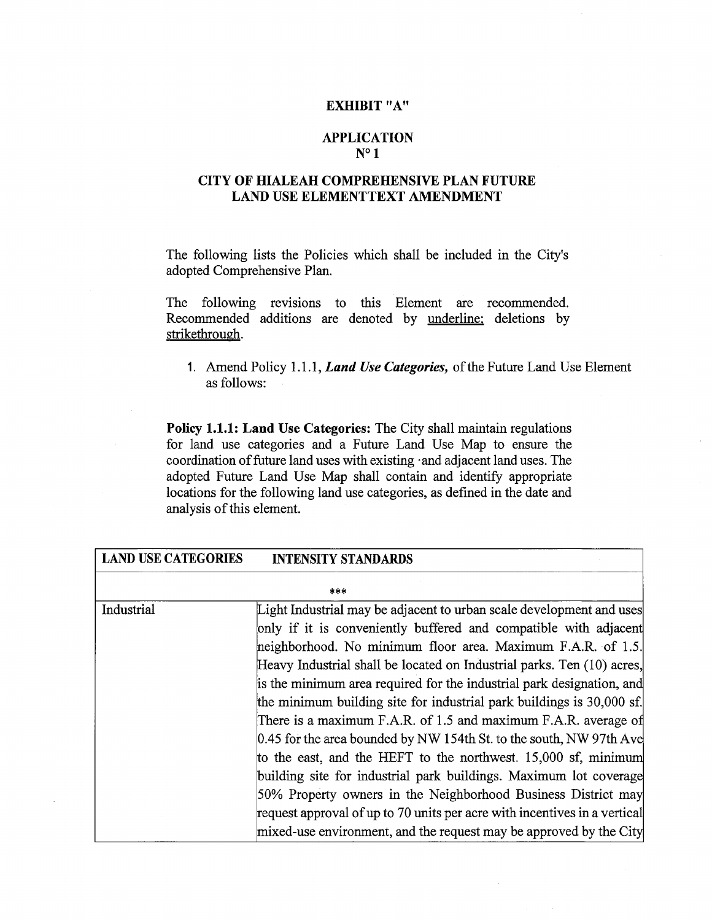**EXHIBIT "A"**

**APPLICATION**
**N° 1**

**CITY OF HIALEAH COMPREHENSIVE PLAN FUTURE LAND USE ELEMENTTEXT AMENDMENT**

The following lists the Policies which shall be included in the City's adopted Comprehensive Plan.

The following revisions to this Element are recommended. Recommended additions are denoted by <u>underline;</u> deletions by ~~strikethrough~~.

1. Amend Policy 1.1.1, ***Land Use Categories,*** of the Future Land Use Element as follows:

**Policy 1.1.1: Land Use Categories:** The City shall maintain regulations for land use categories and a Future Land Use Map to ensure the coordination of future land uses with existing ·and adjacent land uses. The adopted Future Land Use Map shall contain and identify appropriate locations for the following land use categories, as defined in the date and analysis of this element.

| LAND USE CATEGORIES | INTENSITY STANDARDS |
|---|---|
| | *** |
| Industrial | Light Industrial may be adjacent to urban scale development and uses only if it is conveniently buffered and compatible with adjacent neighborhood. No minimum floor area. Maximum F.A.R. of 1.5. Heavy Industrial shall be located on Industrial parks. Ten (10) acres, is the minimum area required for the industrial park designation, and the minimum building site for industrial park buildings is 30,000 sf. There is a maximum F.A.R. of 1.5 and maximum F.A.R. average of 0.45 for the area bounded by NW 154th St. to the south, NW 97th Ave to the east, and the HEFT to the northwest. 15,000 sf, minimum building site for industrial park buildings. Maximum lot coverage 50% Property owners in the Neighborhood Business District may request approval of up to 70 units per acre with incentives in a vertical mixed-use environment, and the request may be approved by the City |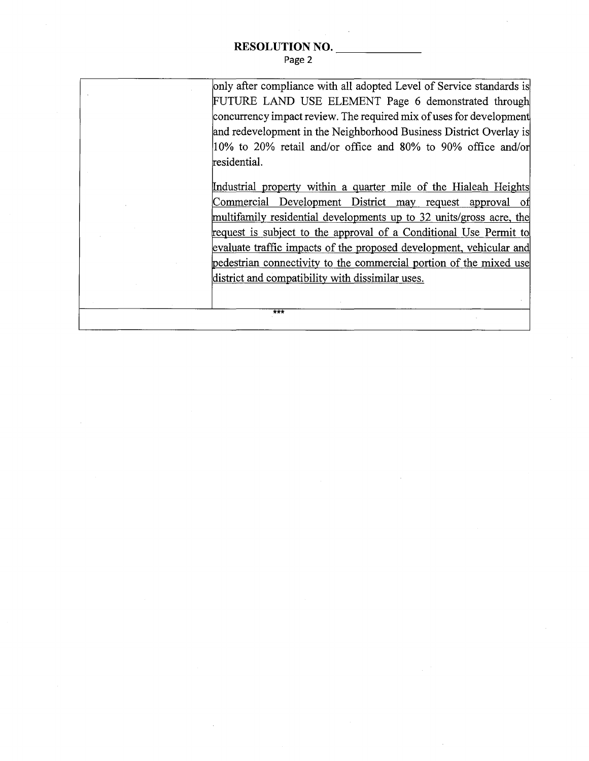**RESOLUTION NO. \_\_\_\_\_\_\_\_\_\_\_\_\_\_**

| | |
|---|---|
| | only after compliance with all adopted Level of Service standards is FUTURE LAND USE ELEMENT Page 6 demonstrated through concurrency impact review. The required mix of uses for development and redevelopment in the Neighborhood Business District Overlay is 10% to 20% retail and/or office and 80% to 90% office and/or residential.<br><br><u>Industrial property within a quarter mile of the Hialeah Heights Commercial Development District may request approval of multifamily residential developments up to 32 units/gross acre, the request is subject to the approval of a Conditional Use Permit to evaluate traffic impacts of the proposed development, vehicular and pedestrian connectivity to the commercial portion of the mixed use district and compatibility with dissimilar uses.</u> |
| *** | |